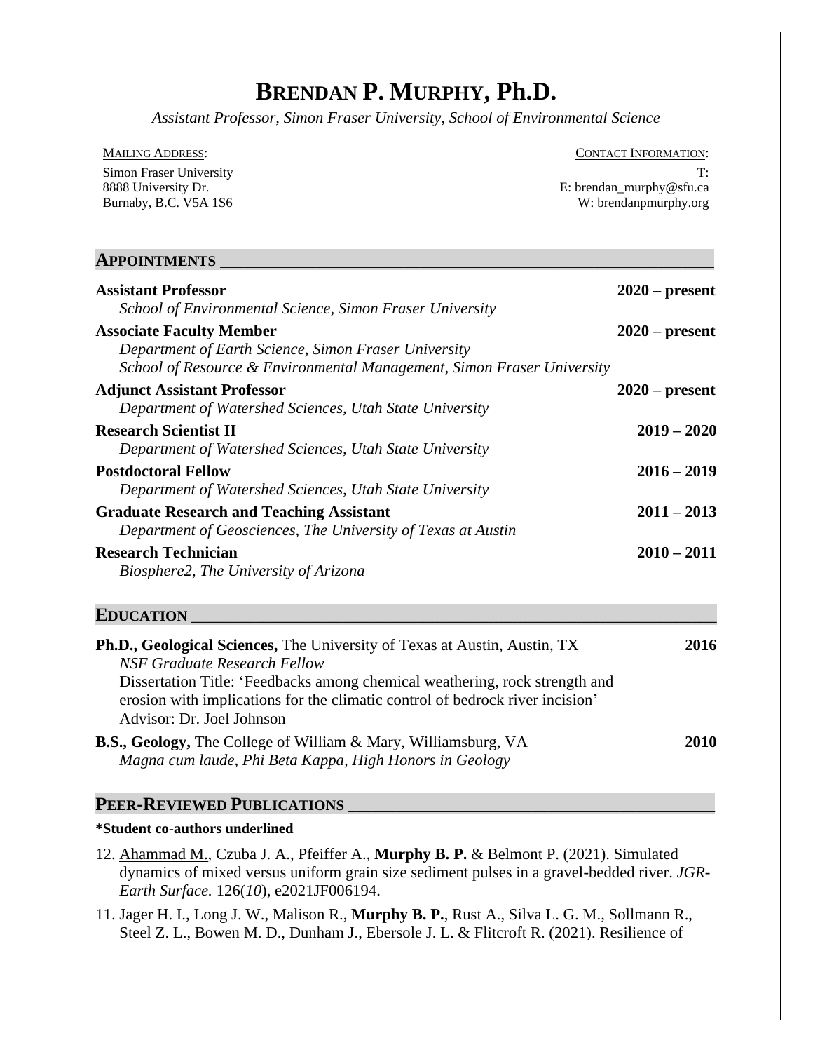# Brendan P. Murphy, Ph.D.

*Assistant Professor, Simon Fraser University, School of Environmental Science*

MAILING ADDRESS:
Simon Fraser University
8888 University Dr.
Burnaby, B.C. V5A 1S6

CONTACT INFORMATION:
T:
E: brendan_murphy@sfu.ca
W: brendanpmurphy.org

## Appointments

**Assistant Professor** **2020 – present**
*School of Environmental Science, Simon Fraser University*

**Associate Faculty Member** **2020 – present**
*Department of Earth Science, Simon Fraser University*
*School of Resource & Environmental Management, Simon Fraser University*

**Adjunct Assistant Professor** **2020 – present**
*Department of Watershed Sciences, Utah State University*

**Research Scientist II** **2019 – 2020**
*Department of Watershed Sciences, Utah State University*

**Postdoctoral Fellow** **2016 – 2019**
*Department of Watershed Sciences, Utah State University*

**Graduate Research and Teaching Assistant** **2011 – 2013**
*Department of Geosciences, The University of Texas at Austin*

**Research Technician** **2010 – 2011**
*Biosphere2, The University of Arizona*

## Education

**Ph.D., Geological Sciences,** The University of Texas at Austin, Austin, TX **2016**
*NSF Graduate Research Fellow*
Dissertation Title: 'Feedbacks among chemical weathering, rock strength and erosion with implications for the climatic control of bedrock river incision'
Advisor: Dr. Joel Johnson

**B.S., Geology,** The College of William & Mary, Williamsburg, VA **2010**
*Magna cum laude, Phi Beta Kappa, High Honors in Geology*

## Peer-Reviewed Publications

**\*Student co-authors underlined**

12. <u>Ahammad M.</u>, Czuba J. A., Pfeiffer A., **Murphy B. P.** & Belmont P. (2021). Simulated dynamics of mixed versus uniform grain size sediment pulses in a gravel-bedded river. *JGR-Earth Surface.* 126(*10*), e2021JF006194.

11. Jager H. I., Long J. W., Malison R., **Murphy B. P.**, Rust A., Silva L. G. M., Sollmann R., Steel Z. L., Bowen M. D., Dunham J., Ebersole J. L. & Flitcroft R. (2021). Resilience of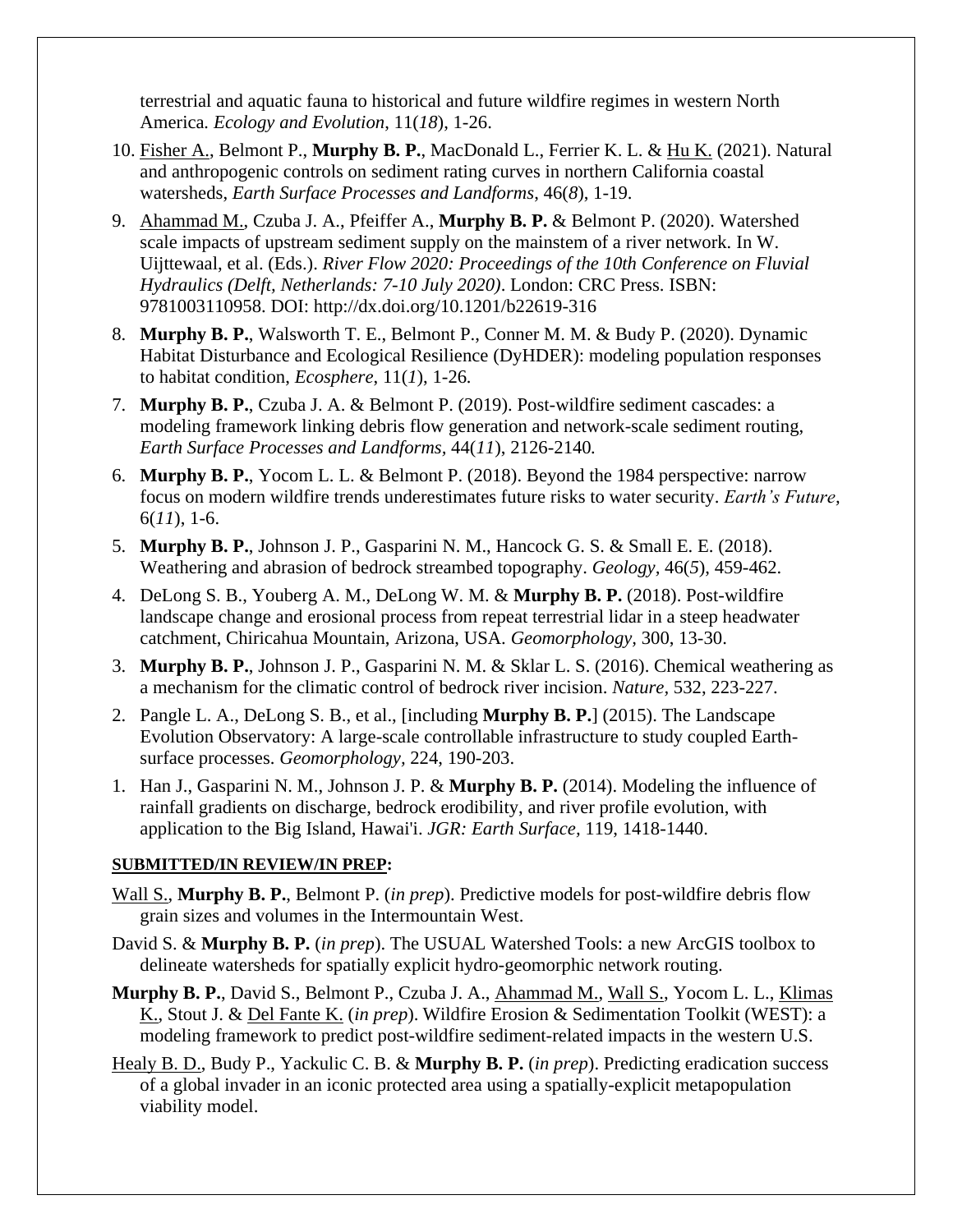terrestrial and aquatic fauna to historical and future wildfire regimes in western North America. *Ecology and Evolution*, 11(*18*), 1-26.

10. Fisher A., Belmont P., **Murphy B. P.**, MacDonald L., Ferrier K. L. & Hu K. (2021). Natural and anthropogenic controls on sediment rating curves in northern California coastal watersheds, *Earth Surface Processes and Landforms*, 46(*8*), 1-19.

9. Ahammad M., Czuba J. A., Pfeiffer A., **Murphy B. P.** & Belmont P. (2020). Watershed scale impacts of upstream sediment supply on the mainstem of a river network. In W. Uijttewaal, et al. (Eds.). *River Flow 2020: Proceedings of the 10th Conference on Fluvial Hydraulics (Delft, Netherlands: 7-10 July 2020)*. London: CRC Press. ISBN: 9781003110958. DOI: http://dx.doi.org/10.1201/b22619-316

8. **Murphy B. P.**, Walsworth T. E., Belmont P., Conner M. M. & Budy P. (2020). Dynamic Habitat Disturbance and Ecological Resilience (DyHDER): modeling population responses to habitat condition, *Ecosphere*, 11(*1*), 1-26.

7. **Murphy B. P.**, Czuba J. A. & Belmont P. (2019). Post-wildfire sediment cascades: a modeling framework linking debris flow generation and network-scale sediment routing, *Earth Surface Processes and Landforms*, 44(*11*), 2126-2140.

6. **Murphy B. P.**, Yocom L. L. & Belmont P. (2018). Beyond the 1984 perspective: narrow focus on modern wildfire trends underestimates future risks to water security. *Earth's Future*, 6(*11*), 1-6.

5. **Murphy B. P.**, Johnson J. P., Gasparini N. M., Hancock G. S. & Small E. E. (2018). Weathering and abrasion of bedrock streambed topography. *Geology*, 46(*5*), 459-462.

4. DeLong S. B., Youberg A. M., DeLong W. M. & **Murphy B. P.** (2018). Post-wildfire landscape change and erosional process from repeat terrestrial lidar in a steep headwater catchment, Chiricahua Mountain, Arizona, USA. *Geomorphology*, 300, 13-30.

3. **Murphy B. P.**, Johnson J. P., Gasparini N. M. & Sklar L. S. (2016). Chemical weathering as a mechanism for the climatic control of bedrock river incision. *Nature*, 532, 223-227.

2. Pangle L. A., DeLong S. B., et al., [including **Murphy B. P.**] (2015). The Landscape Evolution Observatory: A large-scale controllable infrastructure to study coupled Earth-surface processes. *Geomorphology*, 224, 190-203.

1. Han J., Gasparini N. M., Johnson J. P. & **Murphy B. P.** (2014). Modeling the influence of rainfall gradients on discharge, bedrock erodibility, and river profile evolution, with application to the Big Island, Hawai'i. *JGR: Earth Surface*, 119, 1418-1440.

**SUBMITTED/IN REVIEW/IN PREP:**

Wall S., **Murphy B. P.**, Belmont P. (*in prep*). Predictive models for post-wildfire debris flow grain sizes and volumes in the Intermountain West.

David S. & **Murphy B. P.** (*in prep*). The USUAL Watershed Tools: a new ArcGIS toolbox to delineate watersheds for spatially explicit hydro-geomorphic network routing.

**Murphy B. P.**, David S., Belmont P., Czuba J. A., Ahammad M., Wall S., Yocom L. L., Klimas K., Stout J. & Del Fante K. (*in prep*). Wildfire Erosion & Sedimentation Toolkit (WEST): a modeling framework to predict post-wildfire sediment-related impacts in the western U.S.

Healy B. D., Budy P., Yackulic C. B. & **Murphy B. P.** (*in prep*). Predicting eradication success of a global invader in an iconic protected area using a spatially-explicit metapopulation viability model.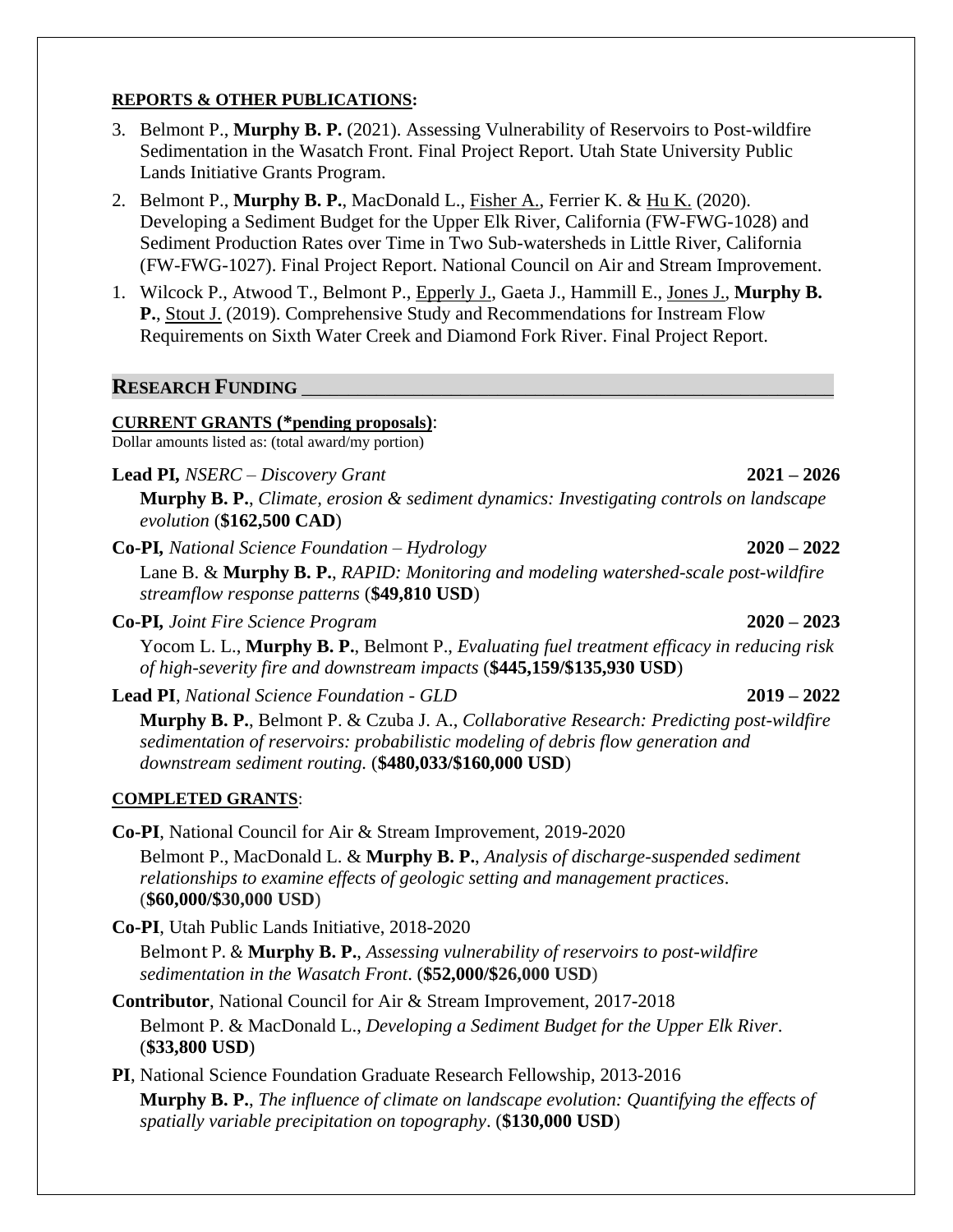**REPORTS & OTHER PUBLICATIONS:**

3. Belmont P., **Murphy B. P.** (2021). Assessing Vulnerability of Reservoirs to Post-wildfire Sedimentation in the Wasatch Front. Final Project Report. Utah State University Public Lands Initiative Grants Program.
2. Belmont P., **Murphy B. P.**, MacDonald L., Fisher A., Ferrier K. & Hu K. (2020). Developing a Sediment Budget for the Upper Elk River, California (FW-FWG-1028) and Sediment Production Rates over Time in Two Sub-watersheds in Little River, California (FW-FWG-1027). Final Project Report. National Council on Air and Stream Improvement.
1. Wilcock P., Atwood T., Belmont P., Epperly J., Gaeta J., Hammill E., Jones J., **Murphy B. P.**, Stout J. (2019). Comprehensive Study and Recommendations for Instream Flow Requirements on Sixth Water Creek and Diamond Fork River. Final Project Report.

## RESEARCH FUNDING

**CURRENT GRANTS (*pending proposals)**:

Dollar amounts listed as: (total award/my portion)

**Lead PI,** *NSERC – Discovery Grant* **2021 – 2026**

**Murphy B. P.**, *Climate, erosion & sediment dynamics: Investigating controls on landscape evolution* (**$162,500 CAD**)

**Co-PI,** *National Science Foundation – Hydrology* **2020 – 2022**

Lane B. & **Murphy B. P.**, *RAPID: Monitoring and modeling watershed-scale post-wildfire streamflow response patterns* (**$49,810 USD**)

**Co-PI,** *Joint Fire Science Program* **2020 – 2023**

Yocom L. L., **Murphy B. P.**, Belmont P., *Evaluating fuel treatment efficacy in reducing risk of high-severity fire and downstream impacts* (**$445,159/$135,930 USD**)

**Lead PI**, *National Science Foundation - GLD* **2019 – 2022**

**Murphy B. P.**, Belmont P. & Czuba J. A., *Collaborative Research: Predicting post-wildfire sedimentation of reservoirs: probabilistic modeling of debris flow generation and downstream sediment routing.* (**$480,033/$160,000 USD**)

**COMPLETED GRANTS**:

**Co-PI**, National Council for Air & Stream Improvement, 2019-2020

Belmont P., MacDonald L. & **Murphy B. P.**, *Analysis of discharge-suspended sediment relationships to examine effects of geologic setting and management practices*. (**$60,000/$30,000 USD**)

**Co-PI**, Utah Public Lands Initiative, 2018-2020

Belmont P. & **Murphy B. P.**, *Assessing vulnerability of reservoirs to post-wildfire sedimentation in the Wasatch Front*. (**$52,000/$26,000 USD**)

**Contributor**, National Council for Air & Stream Improvement, 2017-2018

Belmont P. & MacDonald L., *Developing a Sediment Budget for the Upper Elk River*. (**$33,800 USD**)

**PI**, National Science Foundation Graduate Research Fellowship, 2013-2016

**Murphy B. P.**, *The influence of climate on landscape evolution: Quantifying the effects of spatially variable precipitation on topography*. (**$130,000 USD**)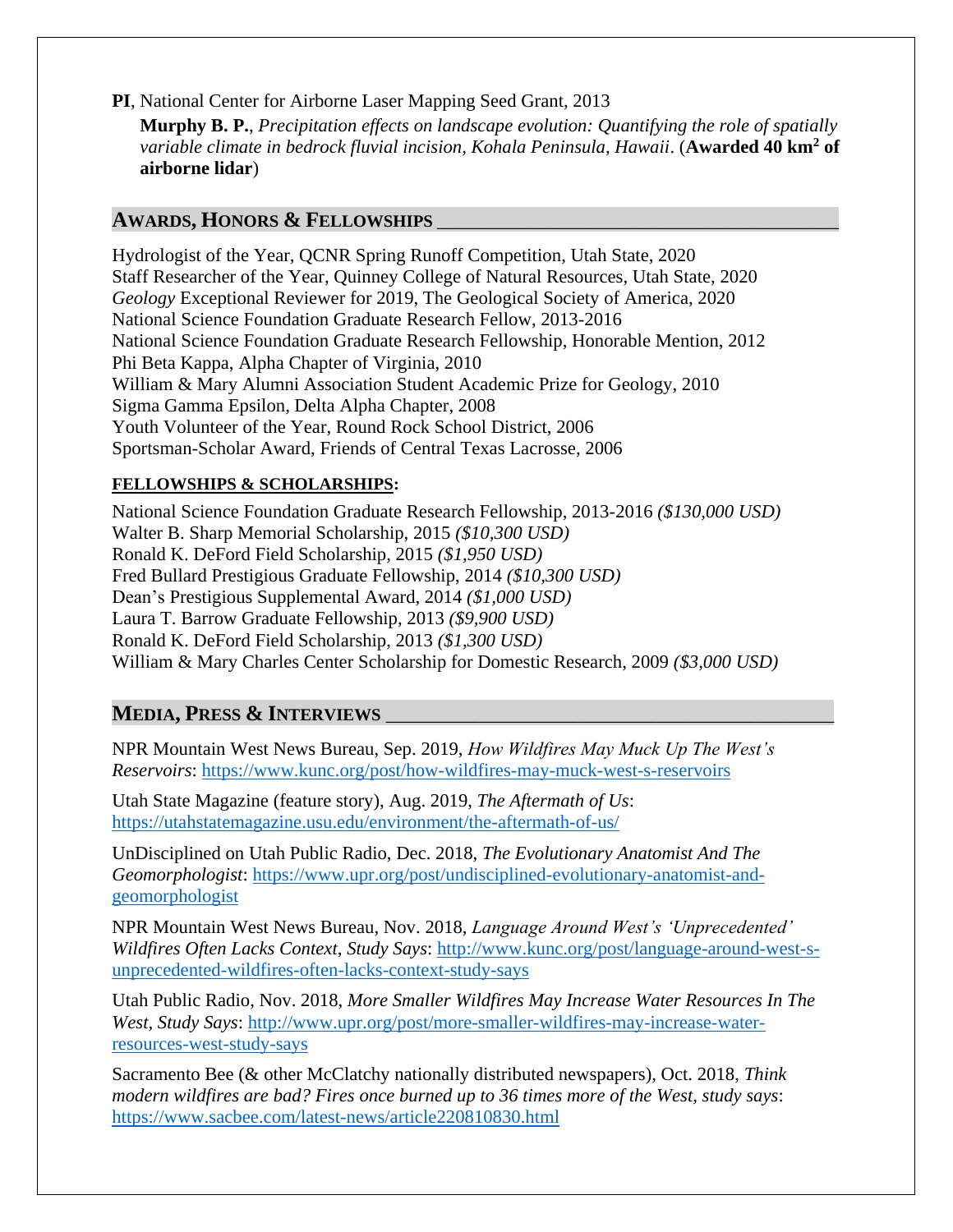**PI**, National Center for Airborne Laser Mapping Seed Grant, 2013

**Murphy B. P.**, *Precipitation effects on landscape evolution: Quantifying the role of spatially variable climate in bedrock fluvial incision, Kohala Peninsula, Hawaii*. (**Awarded 40 km$^2$ of airborne lidar**)

## AWARDS, HONORS & FELLOWSHIPS

Hydrologist of the Year, QCNR Spring Runoff Competition, Utah State, 2020
Staff Researcher of the Year, Quinney College of Natural Resources, Utah State, 2020
*Geology* Exceptional Reviewer for 2019, The Geological Society of America, 2020
National Science Foundation Graduate Research Fellow, 2013-2016
National Science Foundation Graduate Research Fellowship, Honorable Mention, 2012
Phi Beta Kappa, Alpha Chapter of Virginia, 2010
William & Mary Alumni Association Student Academic Prize for Geology, 2010
Sigma Gamma Epsilon, Delta Alpha Chapter, 2008
Youth Volunteer of the Year, Round Rock School District, 2006
Sportsman-Scholar Award, Friends of Central Texas Lacrosse, 2006

### FELLOWSHIPS & SCHOLARSHIPS:

National Science Foundation Graduate Research Fellowship, 2013-2016 *($130,000 USD)*
Walter B. Sharp Memorial Scholarship, 2015 *($10,300 USD)*
Ronald K. DeFord Field Scholarship, 2015 *($1,950 USD)*
Fred Bullard Prestigious Graduate Fellowship, 2014 *($10,300 USD)*
Dean's Prestigious Supplemental Award, 2014 *($1,000 USD)*
Laura T. Barrow Graduate Fellowship, 2013 *($9,900 USD)*
Ronald K. DeFord Field Scholarship, 2013 *($1,300 USD)*
William & Mary Charles Center Scholarship for Domestic Research, 2009 *($3,000 USD)*

## MEDIA, PRESS & INTERVIEWS

NPR Mountain West News Bureau, Sep. 2019, *How Wildfires May Muck Up The West's Reservoirs*: https://www.kunc.org/post/how-wildfires-may-muck-west-s-reservoirs

Utah State Magazine (feature story), Aug. 2019, *The Aftermath of Us*: https://utahstatemagazine.usu.edu/environment/the-aftermath-of-us/

UnDisciplined on Utah Public Radio, Dec. 2018, *The Evolutionary Anatomist And The Geomorphologist*: https://www.upr.org/post/undisciplined-evolutionary-anatomist-and-geomorphologist

NPR Mountain West News Bureau, Nov. 2018, *Language Around West's 'Unprecedented' Wildfires Often Lacks Context, Study Says*: http://www.kunc.org/post/language-around-west-s-unprecedented-wildfires-often-lacks-context-study-says

Utah Public Radio, Nov. 2018, *More Smaller Wildfires May Increase Water Resources In The West, Study Says*: http://www.upr.org/post/more-smaller-wildfires-may-increase-water-resources-west-study-says

Sacramento Bee (& other McClatchy nationally distributed newspapers), Oct. 2018, *Think modern wildfires are bad? Fires once burned up to 36 times more of the West, study says*: https://www.sacbee.com/latest-news/article220810830.html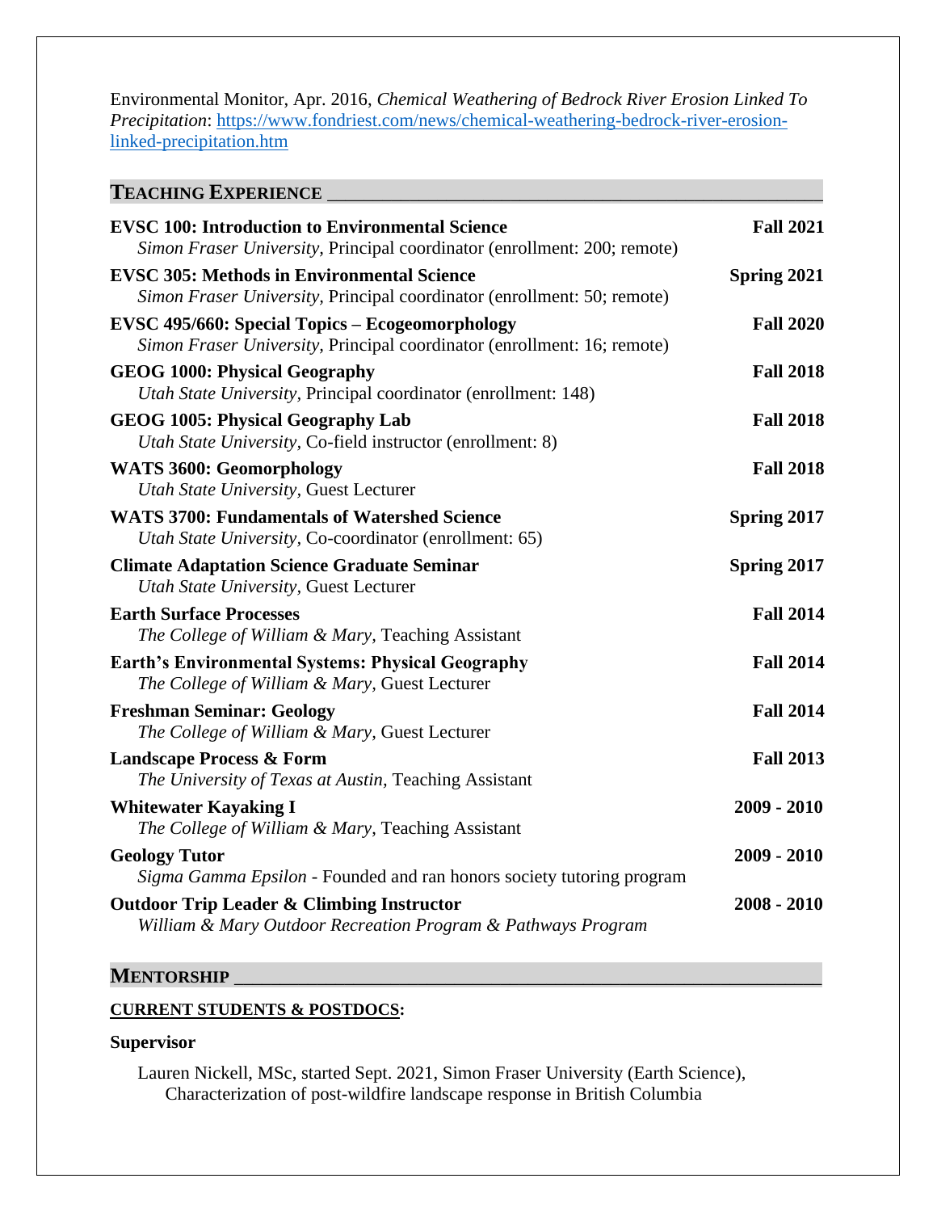Environmental Monitor, Apr. 2016, *Chemical Weathering of Bedrock River Erosion Linked To Precipitation*: [https://www.fondriest.com/news/chemical-weathering-bedrock-river-erosion-linked-precipitation.htm](https://www.fondriest.com/news/chemical-weathering-bedrock-river-erosion-linked-precipitation.htm)

## TEACHING EXPERIENCE

**EVSC 100: Introduction to Environmental Science** — **Fall 2021**
*Simon Fraser University*, Principal coordinator (enrollment: 200; remote)

**EVSC 305: Methods in Environmental Science** — **Spring 2021**
*Simon Fraser University*, Principal coordinator (enrollment: 50; remote)

**EVSC 495/660: Special Topics – Ecogeomorphology** — **Fall 2020**
*Simon Fraser University*, Principal coordinator (enrollment: 16; remote)

**GEOG 1000: Physical Geography** — **Fall 2018**
*Utah State University*, Principal coordinator (enrollment: 148)

**GEOG 1005: Physical Geography Lab** — **Fall 2018**
*Utah State University*, Co-field instructor (enrollment: 8)

**WATS 3600: Geomorphology** — **Fall 2018**
*Utah State University*, Guest Lecturer

**WATS 3700: Fundamentals of Watershed Science** — **Spring 2017**
*Utah State University*, Co-coordinator (enrollment: 65)

**Climate Adaptation Science Graduate Seminar** — **Spring 2017**
*Utah State University*, Guest Lecturer

**Earth Surface Processes** — **Fall 2014**
*The College of William & Mary*, Teaching Assistant

**Earth's Environmental Systems: Physical Geography** — **Fall 2014**
*The College of William & Mary*, Guest Lecturer

**Freshman Seminar: Geology** — **Fall 2014**
*The College of William & Mary*, Guest Lecturer

**Landscape Process & Form** — **Fall 2013**
*The University of Texas at Austin*, Teaching Assistant

**Whitewater Kayaking I** — **2009 - 2010**
*The College of William & Mary*, Teaching Assistant

**Geology Tutor** — **2009 - 2010**
*Sigma Gamma Epsilon* - Founded and ran honors society tutoring program

**Outdoor Trip Leader & Climbing Instructor** — **2008 - 2010**
*William & Mary Outdoor Recreation Program & Pathways Program*

## MENTORSHIP

**CURRENT STUDENTS & POSTDOCS:**

**Supervisor**

Lauren Nickell, MSc, started Sept. 2021, Simon Fraser University (Earth Science), Characterization of post-wildfire landscape response in British Columbia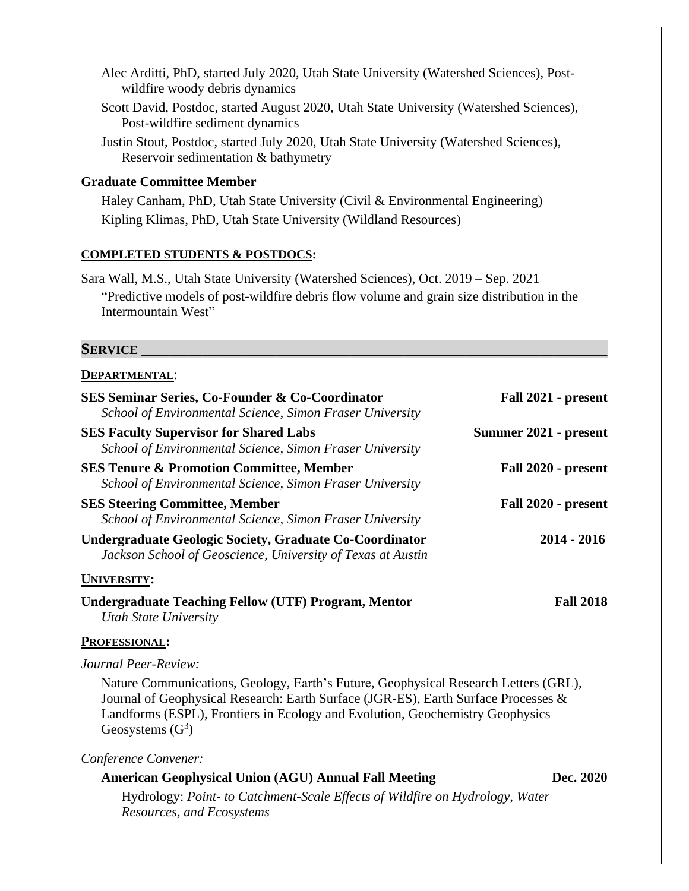Alec Arditti, PhD, started July 2020, Utah State University (Watershed Sciences), Post-wildfire woody debris dynamics

Scott David, Postdoc, started August 2020, Utah State University (Watershed Sciences), Post-wildfire sediment dynamics

Justin Stout, Postdoc, started July 2020, Utah State University (Watershed Sciences), Reservoir sedimentation & bathymetry

**Graduate Committee Member**

Haley Canham, PhD, Utah State University (Civil & Environmental Engineering)

Kipling Klimas, PhD, Utah State University (Wildland Resources)

**COMPLETED STUDENTS & POSTDOCS:**

Sara Wall, M.S., Utah State University (Watershed Sciences), Oct. 2019 – Sep. 2021
"Predictive models of post-wildfire debris flow volume and grain size distribution in the Intermountain West"

## SERVICE

**DEPARTMENTAL:**

**SES Seminar Series, Co-Founder & Co-Coordinator** — **Fall 2021 - present**
*School of Environmental Science, Simon Fraser University*

**SES Faculty Supervisor for Shared Labs** — **Summer 2021 - present**
*School of Environmental Science, Simon Fraser University*

**SES Tenure & Promotion Committee, Member** — **Fall 2020 - present**
*School of Environmental Science, Simon Fraser University*

**SES Steering Committee, Member** — **Fall 2020 - present**
*School of Environmental Science, Simon Fraser University*

**Undergraduate Geologic Society, Graduate Co-Coordinator** — **2014 - 2016**
*Jackson School of Geoscience, University of Texas at Austin*

**UNIVERSITY:**

**Undergraduate Teaching Fellow (UTF) Program, Mentor** — **Fall 2018**
*Utah State University*

**PROFESSIONAL:**

*Journal Peer-Review:*

Nature Communications, Geology, Earth's Future, Geophysical Research Letters (GRL), Journal of Geophysical Research: Earth Surface (JGR-ES), Earth Surface Processes & Landforms (ESPL), Frontiers in Ecology and Evolution, Geochemistry Geophysics Geosystems ($G^3$)

*Conference Convener:*

**American Geophysical Union (AGU) Annual Fall Meeting** — **Dec. 2020**

Hydrology: *Point- to Catchment-Scale Effects of Wildfire on Hydrology, Water Resources, and Ecosystems*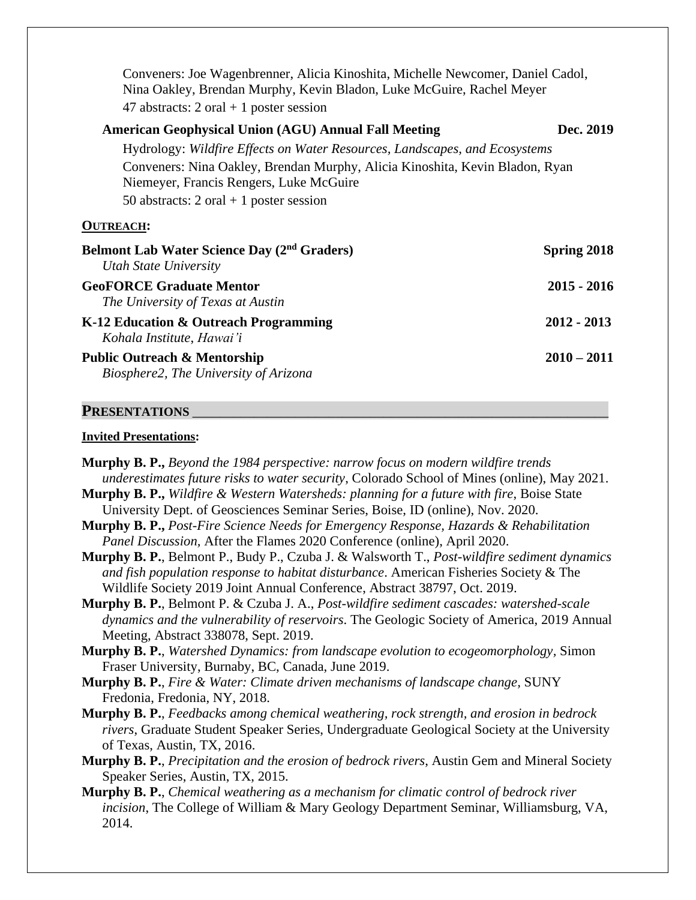Conveners: Joe Wagenbrenner, Alicia Kinoshita, Michelle Newcomer, Daniel Cadol, Nina Oakley, Brendan Murphy, Kevin Bladon, Luke McGuire, Rachel Meyer
47 abstracts: 2 oral + 1 poster session

**American Geophysical Union (AGU) Annual Fall Meeting** **Dec. 2019**

Hydrology: *Wildfire Effects on Water Resources, Landscapes, and Ecosystems*
Conveners: Nina Oakley, Brendan Murphy, Alicia Kinoshita, Kevin Bladon, Ryan Niemeyer, Francis Rengers, Luke McGuire
50 abstracts: 2 oral + 1 poster session

**OUTREACH:**

**Belmont Lab Water Science Day (2nd Graders)** **Spring 2018**
*Utah State University*

**GeoFORCE Graduate Mentor** **2015 - 2016**
*The University of Texas at Austin*

**K-12 Education & Outreach Programming** **2012 - 2013**
*Kohala Institute, Hawai'i*

**Public Outreach & Mentorship** **2010 – 2011**
*Biosphere2, The University of Arizona*

## PRESENTATIONS

**Invited Presentations:**

**Murphy B. P.,** *Beyond the 1984 perspective: narrow focus on modern wildfire trends underestimates future risks to water security*, Colorado School of Mines (online), May 2021.

**Murphy B. P.,** *Wildfire & Western Watersheds: planning for a future with fire*, Boise State University Dept. of Geosciences Seminar Series, Boise, ID (online), Nov. 2020.

**Murphy B. P.,** *Post-Fire Science Needs for Emergency Response, Hazards & Rehabilitation Panel Discussion,* After the Flames 2020 Conference (online), April 2020.

**Murphy B. P.**, Belmont P., Budy P., Czuba J. & Walsworth T., *Post-wildfire sediment dynamics and fish population response to habitat disturbance*. American Fisheries Society & The Wildlife Society 2019 Joint Annual Conference, Abstract 38797, Oct. 2019.

**Murphy B. P.**, Belmont P. & Czuba J. A., *Post-wildfire sediment cascades: watershed-scale dynamics and the vulnerability of reservoirs*. The Geologic Society of America, 2019 Annual Meeting, Abstract 338078, Sept. 2019.

**Murphy B. P.**, *Watershed Dynamics: from landscape evolution to ecogeomorphology*, Simon Fraser University, Burnaby, BC, Canada, June 2019.

**Murphy B. P.**, *Fire & Water: Climate driven mechanisms of landscape change,* SUNY Fredonia, Fredonia, NY, 2018.

**Murphy B. P.**, *Feedbacks among chemical weathering, rock strength, and erosion in bedrock rivers*, Graduate Student Speaker Series, Undergraduate Geological Society at the University of Texas, Austin, TX, 2016.

**Murphy B. P.**, *Precipitation and the erosion of bedrock rivers*, Austin Gem and Mineral Society Speaker Series, Austin, TX, 2015.

**Murphy B. P.**, *Chemical weathering as a mechanism for climatic control of bedrock river incision*, The College of William & Mary Geology Department Seminar, Williamsburg, VA, 2014.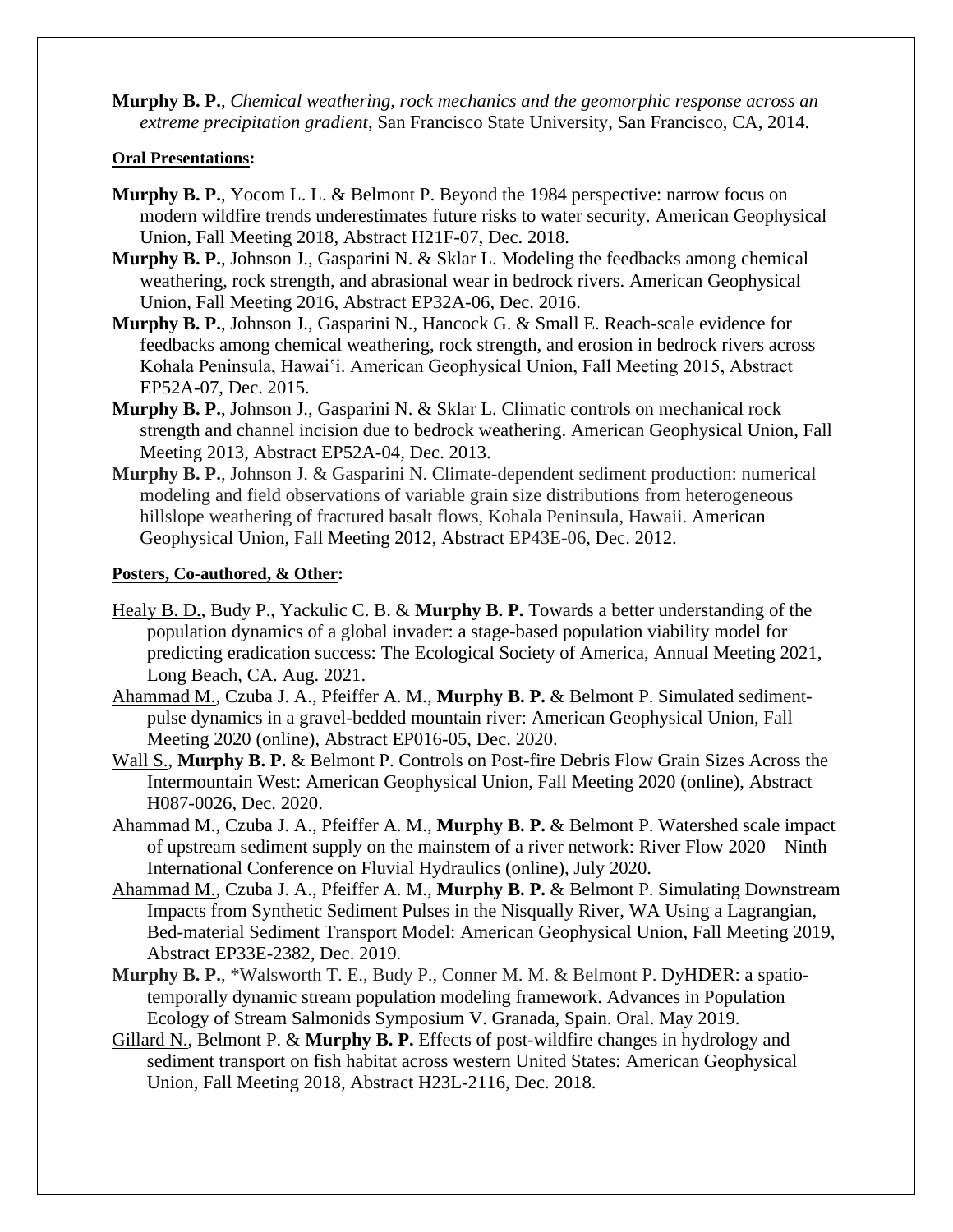**Murphy B. P.**, *Chemical weathering, rock mechanics and the geomorphic response across an extreme precipitation gradient*, San Francisco State University, San Francisco, CA, 2014.

**Oral Presentations:**

**Murphy B. P.**, Yocom L. L. & Belmont P. Beyond the 1984 perspective: narrow focus on modern wildfire trends underestimates future risks to water security. American Geophysical Union, Fall Meeting 2018, Abstract H21F-07, Dec. 2018.

**Murphy B. P.**, Johnson J., Gasparini N. & Sklar L. Modeling the feedbacks among chemical weathering, rock strength, and abrasional wear in bedrock rivers. American Geophysical Union, Fall Meeting 2016, Abstract EP32A-06, Dec. 2016.

**Murphy B. P.**, Johnson J., Gasparini N., Hancock G. & Small E. Reach-scale evidence for feedbacks among chemical weathering, rock strength, and erosion in bedrock rivers across Kohala Peninsula, Hawaiʻi. American Geophysical Union, Fall Meeting 2015, Abstract EP52A-07, Dec. 2015.

**Murphy B. P.**, Johnson J., Gasparini N. & Sklar L. Climatic controls on mechanical rock strength and channel incision due to bedrock weathering. American Geophysical Union, Fall Meeting 2013, Abstract EP52A-04, Dec. 2013.

**Murphy B. P.**, Johnson J. & Gasparini N. Climate-dependent sediment production: numerical modeling and field observations of variable grain size distributions from heterogeneous hillslope weathering of fractured basalt flows, Kohala Peninsula, Hawaii. American Geophysical Union, Fall Meeting 2012, Abstract EP43E-06, Dec. 2012.

**Posters, Co-authored, & Other:**

Healy B. D., Budy P., Yackulic C. B. & **Murphy B. P.** Towards a better understanding of the population dynamics of a global invader: a stage-based population viability model for predicting eradication success: The Ecological Society of America, Annual Meeting 2021, Long Beach, CA. Aug. 2021.

Ahammad M., Czuba J. A., Pfeiffer A. M., **Murphy B. P.** & Belmont P. Simulated sediment-pulse dynamics in a gravel-bedded mountain river: American Geophysical Union, Fall Meeting 2020 (online), Abstract EP016-05, Dec. 2020.

Wall S., **Murphy B. P.** & Belmont P. Controls on Post-fire Debris Flow Grain Sizes Across the Intermountain West: American Geophysical Union, Fall Meeting 2020 (online), Abstract H087-0026, Dec. 2020.

Ahammad M., Czuba J. A., Pfeiffer A. M., **Murphy B. P.** & Belmont P. Watershed scale impact of upstream sediment supply on the mainstem of a river network: River Flow 2020 – Ninth International Conference on Fluvial Hydraulics (online), July 2020.

Ahammad M., Czuba J. A., Pfeiffer A. M., **Murphy B. P.** & Belmont P. Simulating Downstream Impacts from Synthetic Sediment Pulses in the Nisqually River, WA Using a Lagrangian, Bed-material Sediment Transport Model: American Geophysical Union, Fall Meeting 2019, Abstract EP33E-2382, Dec. 2019.

**Murphy B. P.**, *Walsworth T. E., Budy P., Conner M. M. & Belmont P. DyHDER: a spatio-temporally dynamic stream population modeling framework. Advances in Population Ecology of Stream Salmonids Symposium V. Granada, Spain. Oral. May 2019.

Gillard N., Belmont P. & **Murphy B. P.** Effects of post-wildfire changes in hydrology and sediment transport on fish habitat across western United States: American Geophysical Union, Fall Meeting 2018, Abstract H23L-2116, Dec. 2018.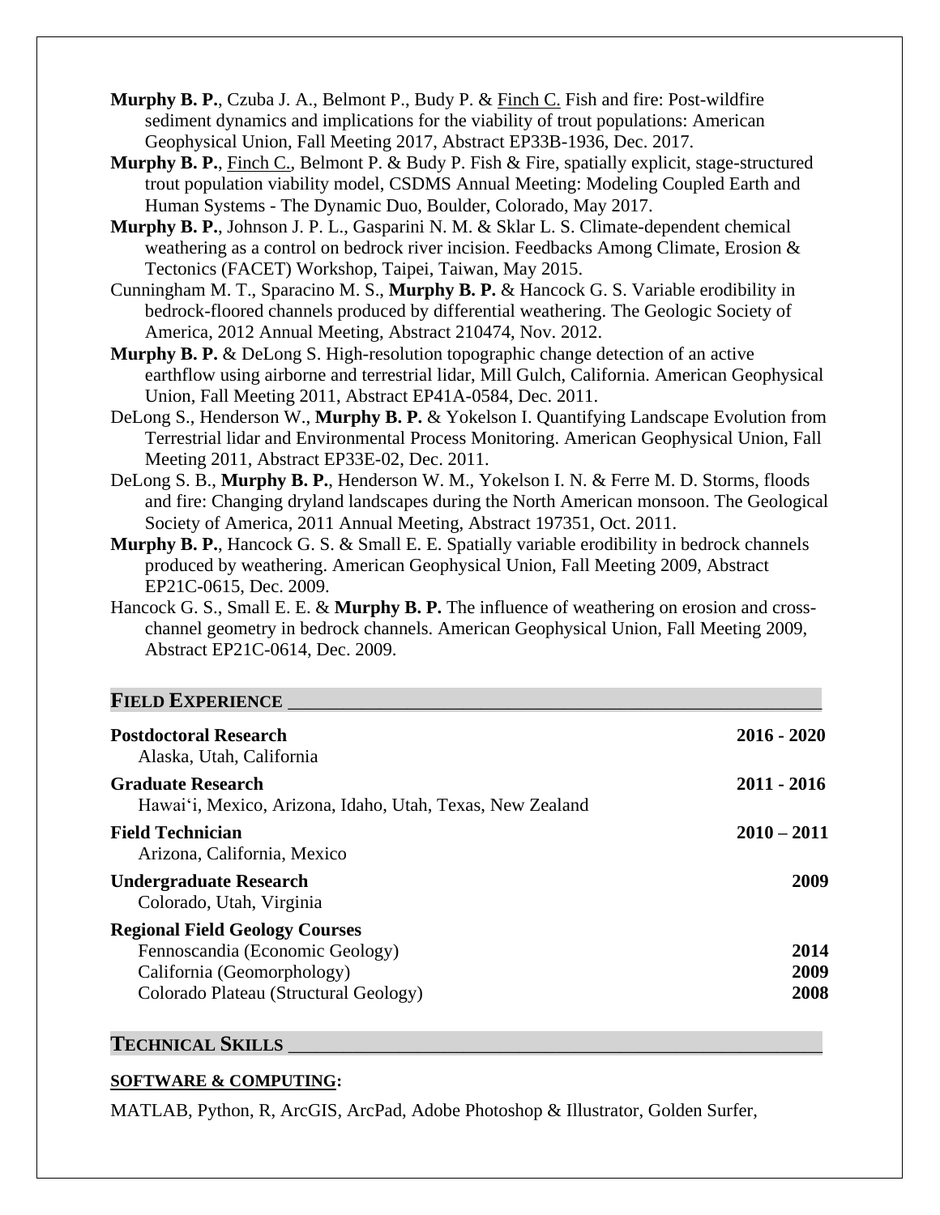**Murphy B. P.**, Czuba J. A., Belmont P., Budy P. & Finch C. Fish and fire: Post-wildfire sediment dynamics and implications for the viability of trout populations: American Geophysical Union, Fall Meeting 2017, Abstract EP33B-1936, Dec. 2017.

**Murphy B. P.**, Finch C., Belmont P. & Budy P. Fish & Fire, spatially explicit, stage-structured trout population viability model, CSDMS Annual Meeting: Modeling Coupled Earth and Human Systems - The Dynamic Duo, Boulder, Colorado, May 2017.

**Murphy B. P.**, Johnson J. P. L., Gasparini N. M. & Sklar L. S. Climate-dependent chemical weathering as a control on bedrock river incision. Feedbacks Among Climate, Erosion & Tectonics (FACET) Workshop, Taipei, Taiwan, May 2015.

Cunningham M. T., Sparacino M. S., **Murphy B. P.** & Hancock G. S. Variable erodibility in bedrock-floored channels produced by differential weathering. The Geologic Society of America, 2012 Annual Meeting, Abstract 210474, Nov. 2012.

**Murphy B. P.** & DeLong S. High-resolution topographic change detection of an active earthflow using airborne and terrestrial lidar, Mill Gulch, California. American Geophysical Union, Fall Meeting 2011, Abstract EP41A-0584, Dec. 2011.

DeLong S., Henderson W., **Murphy B. P.** & Yokelson I. Quantifying Landscape Evolution from Terrestrial lidar and Environmental Process Monitoring. American Geophysical Union, Fall Meeting 2011, Abstract EP33E-02, Dec. 2011.

DeLong S. B., **Murphy B. P.**, Henderson W. M., Yokelson I. N. & Ferre M. D. Storms, floods and fire: Changing dryland landscapes during the North American monsoon. The Geological Society of America, 2011 Annual Meeting, Abstract 197351, Oct. 2011.

**Murphy B. P.**, Hancock G. S. & Small E. E. Spatially variable erodibility in bedrock channels produced by weathering. American Geophysical Union, Fall Meeting 2009, Abstract EP21C-0615, Dec. 2009.

Hancock G. S., Small E. E. & **Murphy B. P.** The influence of weathering on erosion and cross-channel geometry in bedrock channels. American Geophysical Union, Fall Meeting 2009, Abstract EP21C-0614, Dec. 2009.

## FIELD EXPERIENCE

**Postdoctoral Research** — **2016 - 2020**
Alaska, Utah, California

**Graduate Research** — **2011 - 2016**
Hawai'i, Mexico, Arizona, Idaho, Utah, Texas, New Zealand

**Field Technician** — **2010 – 2011**
Arizona, California, Mexico

**Undergraduate Research** — **2009**
Colorado, Utah, Virginia

**Regional Field Geology Courses**
- Fennoscandia (Economic Geology) — **2014**
- California (Geomorphology) — **2009**
- Colorado Plateau (Structural Geology) — **2008**

## TECHNICAL SKILLS

**SOFTWARE & COMPUTING:**

MATLAB, Python, R, ArcGIS, ArcPad, Adobe Photoshop & Illustrator, Golden Surfer,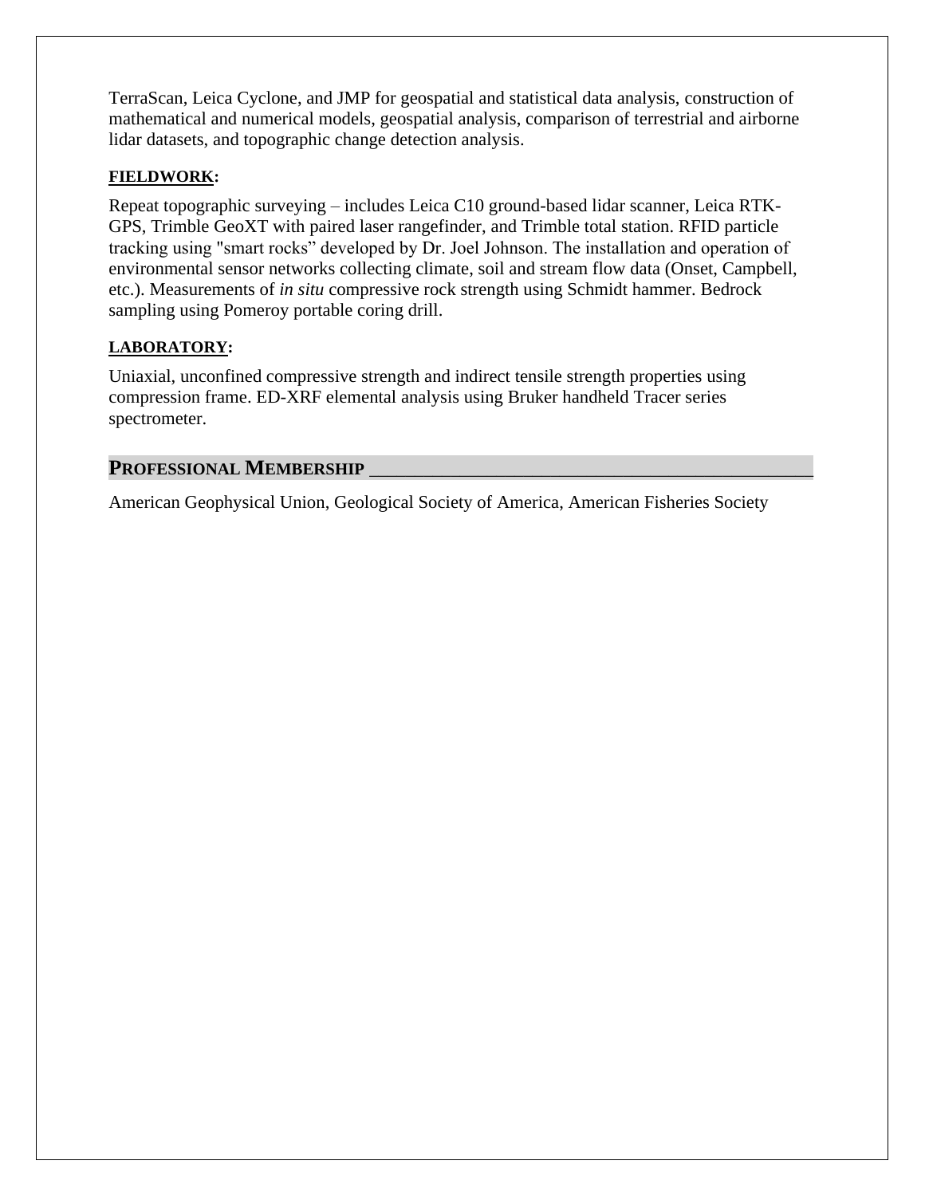TerraScan, Leica Cyclone, and JMP for geospatial and statistical data analysis, construction of mathematical and numerical models, geospatial analysis, comparison of terrestrial and airborne lidar datasets, and topographic change detection analysis.

**FIELDWORK:**

Repeat topographic surveying – includes Leica C10 ground-based lidar scanner, Leica RTK-GPS, Trimble GeoXT with paired laser rangefinder, and Trimble total station. RFID particle tracking using "smart rocks" developed by Dr. Joel Johnson. The installation and operation of environmental sensor networks collecting climate, soil and stream flow data (Onset, Campbell, etc.). Measurements of *in situ* compressive rock strength using Schmidt hammer. Bedrock sampling using Pomeroy portable coring drill.

**LABORATORY:**

Uniaxial, unconfined compressive strength and indirect tensile strength properties using compression frame. ED-XRF elemental analysis using Bruker handheld Tracer series spectrometer.

## PROFESSIONAL MEMBERSHIP

American Geophysical Union, Geological Society of America, American Fisheries Society